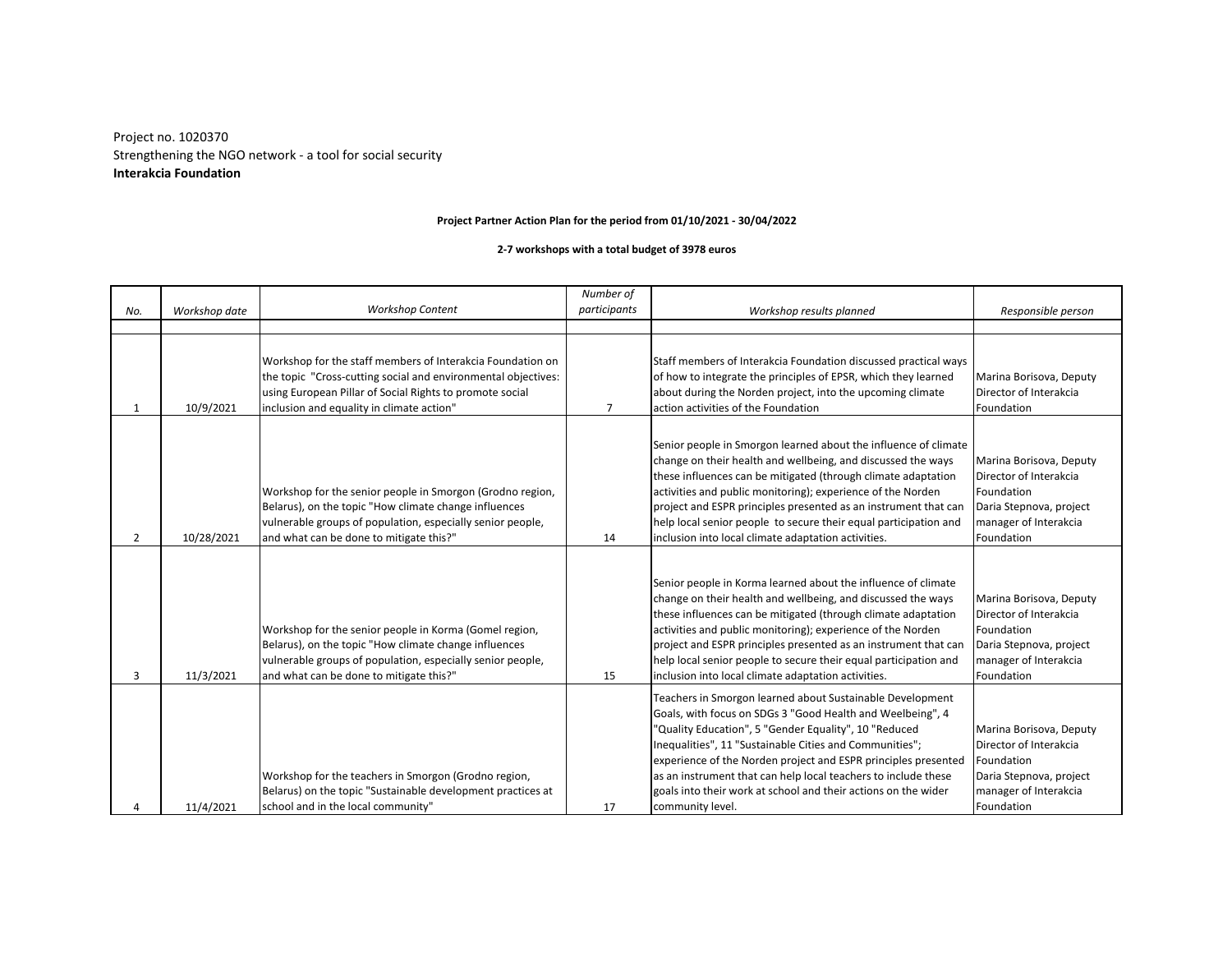Project no. 1020370
Strengthening the NGO network - a tool for social security
**Interakcia Foundation**

**Project Partner Action Plan for the period from 01/10/2021 - 30/04/2022**

**2-7 workshops with a total budget of 3978 euros**

| *No.* | *Workshop date* | *Workshop Content* | *Number of participants* | *Workshop results planned* | *Responsible person* |
|---|---|---|---|---|---|
| | | | | | |
| 1 | 10/9/2021 | Workshop for the staff members of Interakcia Foundation on the topic "Cross-cutting social and environmental objectives: using European Pillar of Social Rights to promote social inclusion and equality in climate action" | 7 | Staff members of Interakcia Foundation discussed practical ways of how to integrate the principles of EPSR, which they learned about during the Norden project, into the upcoming climate action activities of the Foundation | Marina Borisova, Deputy Director of Interakcia Foundation |
| 2 | 10/28/2021 | Workshop for the senior people in Smorgon (Grodno region, Belarus), on the topic "How climate change influences vulnerable groups of population, especially senior people, and what can be done to mitigate this?" | 14 | Senior people in Smorgon learned about the influence of climate change on their health and wellbeing, and discussed the ways these influences can be mitigated (through climate adaptation activities and public monitoring); experience of the Norden project and ESPR principles presented as an instrument that can help local senior people to secure their equal participation and inclusion into local climate adaptation activities. | Marina Borisova, Deputy Director of Interakcia Foundation<br>Daria Stepnova, project manager of Interakcia Foundation |
| 3 | 11/3/2021 | Workshop for the senior people in Korma (Gomel region, Belarus), on the topic "How climate change influences vulnerable groups of population, especially senior people, and what can be done to mitigate this?" | 15 | Senior people in Korma learned about the influence of climate change on their health and wellbeing, and discussed the ways these influences can be mitigated (through climate adaptation activities and public monitoring); experience of the Norden project and ESPR principles presented as an instrument that can help local senior people to secure their equal participation and inclusion into local climate adaptation activities. | Marina Borisova, Deputy Director of Interakcia Foundation<br>Daria Stepnova, project manager of Interakcia Foundation |
| 4 | 11/4/2021 | Workshop for the teachers in Smorgon (Grodno region, Belarus) on the topic "Sustainable development practices at school and in the local community" | 17 | Teachers in Smorgon learned about Sustainable Development Goals, with focus on SDGs 3 "Good Health and Weelbeing", 4 "Quality Education", 5 "Gender Equality", 10 "Reduced Inequalities", 11 "Sustainable Cities and Communities"; experience of the Norden project and ESPR principles presented as an instrument that can help local teachers to include these goals into their work at school and their actions on the wider community level. | Marina Borisova, Deputy Director of Interakcia Foundation<br>Daria Stepnova, project manager of Interakcia Foundation |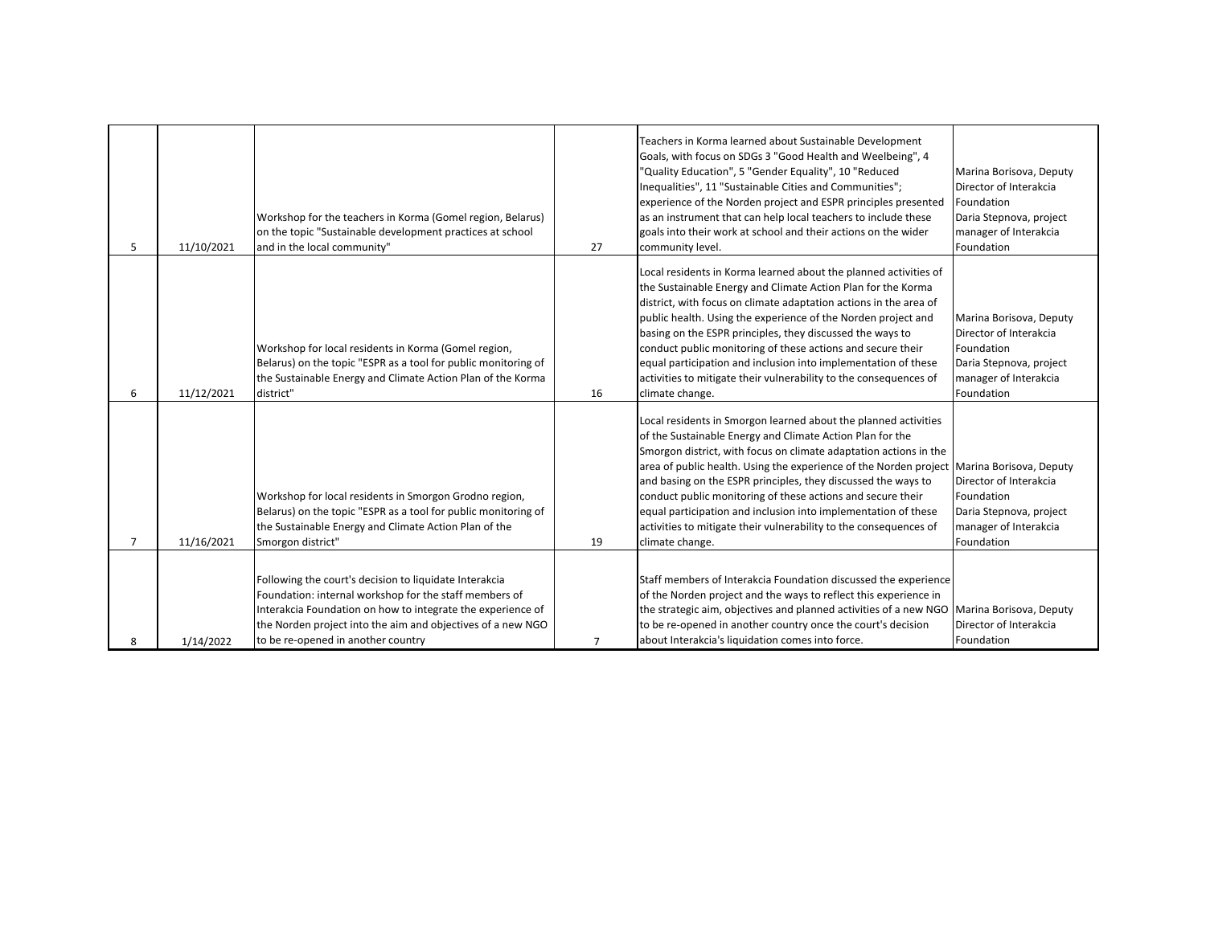| | | | | | |
|---|---|---|---|---|---|
| 5 | 11/10/2021 | Workshop for the teachers in Korma (Gomel region, Belarus) on the topic "Sustainable development practices at school and in the local community" | 27 | Teachers in Korma learned about Sustainable Development Goals, with focus on SDGs 3 "Good Health and Weelbeing", 4 "Quality Education", 5 "Gender Equality", 10 "Reduced Inequalities", 11 "Sustainable Cities and Communities"; experience of the Norden project and ESPR principles presented as an instrument that can help local teachers to include these goals into their work at school and their actions on the wider community level. | Marina Borisova, Deputy Director of Interakcia Foundation Daria Stepnova, project manager of Interakcia Foundation |
| 6 | 11/12/2021 | Workshop for local residents in Korma (Gomel region, Belarus) on the topic "ESPR as a tool for public monitoring of the Sustainable Energy and Climate Action Plan of the Korma district" | 16 | Local residents in Korma learned about the planned activities of the Sustainable Energy and Climate Action Plan for the Korma district, with focus on climate adaptation actions in the area of public health. Using the experience of the Norden project and basing on the ESPR principles, they discussed the ways to conduct public monitoring of these actions and secure their equal participation and inclusion into implementation of these activities to mitigate their vulnerability to the consequences of climate change. | Marina Borisova, Deputy Director of Interakcia Foundation Daria Stepnova, project manager of Interakcia Foundation |
| 7 | 11/16/2021 | Workshop for local residents in Smorgon Grodno region, Belarus) on the topic "ESPR as a tool for public monitoring of the Sustainable Energy and Climate Action Plan of the Smorgon district" | 19 | Local residents in Smorgon learned about the planned activities of the Sustainable Energy and Climate Action Plan for the Smorgon district, with focus on climate adaptation actions in the area of public health. Using the experience of the Norden project and basing on the ESPR principles, they discussed the ways to conduct public monitoring of these actions and secure their equal participation and inclusion into implementation of these activities to mitigate their vulnerability to the consequences of climate change. | Marina Borisova, Deputy Director of Interakcia Foundation Daria Stepnova, project manager of Interakcia Foundation |
| 8 | 1/14/2022 | Following the court's decision to liquidate Interakcia Foundation: internal workshop for the staff members of Interakcia Foundation on how to integrate the experience of the Norden project into the aim and objectives of a new NGO to be re-opened in another country | 7 | Staff members of Interakcia Foundation discussed the experience of the Norden project and the ways to reflect this experience in the strategic aim, objectives and planned activities of a new NGO to be re-opened in another country once the court's decision about Interakcia's liquidation comes into force. | Marina Borisova, Deputy Director of Interakcia Foundation |